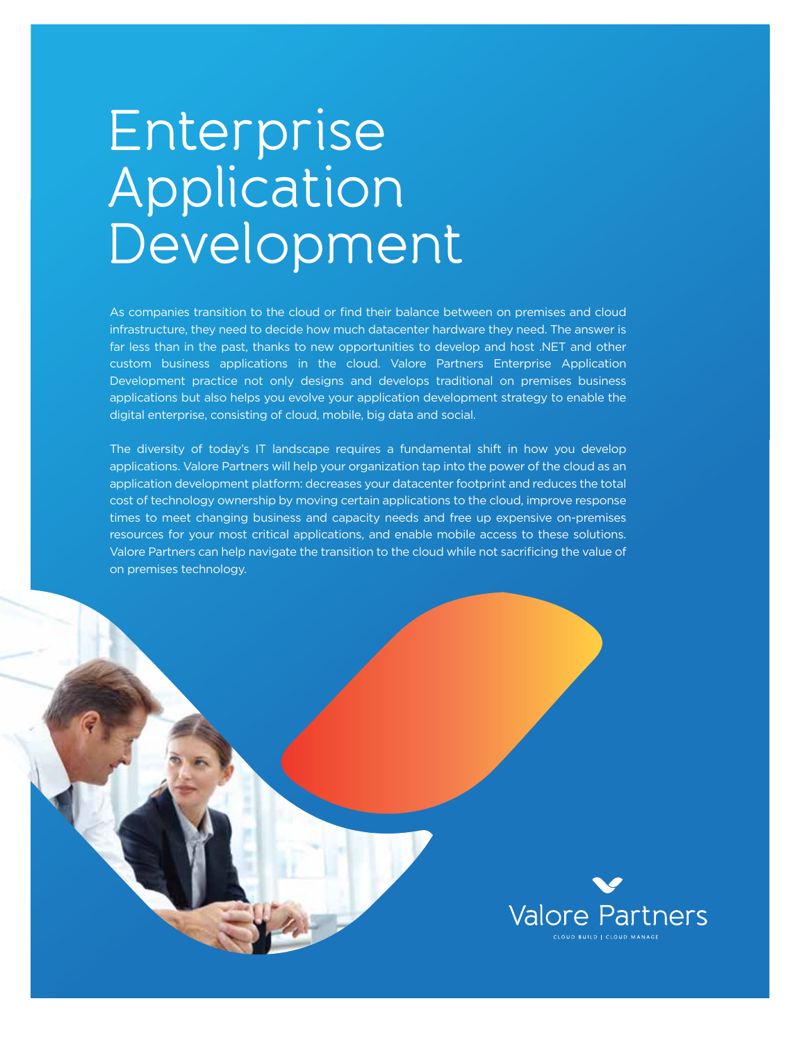# Enterprise Application Development

As companies transition to the cloud or find their balance between on premises and cloud infrastructure, they need to decide how much datacenter hardware they need. The answer is far less than in the past, thanks to new opportunities to develop and host .NET and other custom business applications in the cloud. Valore Partners Enterprise Application Development practice not only designs and develops traditional on premises business applications but also helps you evolve your application development strategy to enable the digital enterprise, consisting of cloud, mobile, big data and social.

The diversity of today's IT landscape requires a fundamental shift in how you develop applications. Valore Partners will help your organization tap into the power of the cloud as an application development platform: decreases your datacenter footprint and reduces the total cost of technology ownership by moving certain applications to the cloud, improve response times to meet changing business and capacity needs and free up expensive on-premises resources for your most critical applications, and enable mobile access to these solutions. Valore Partners can help navigate the transition to the cloud while not sacrificing the value of on premises technology.

Valore Partners

CLOUD BUILD | CLOUD MANAGE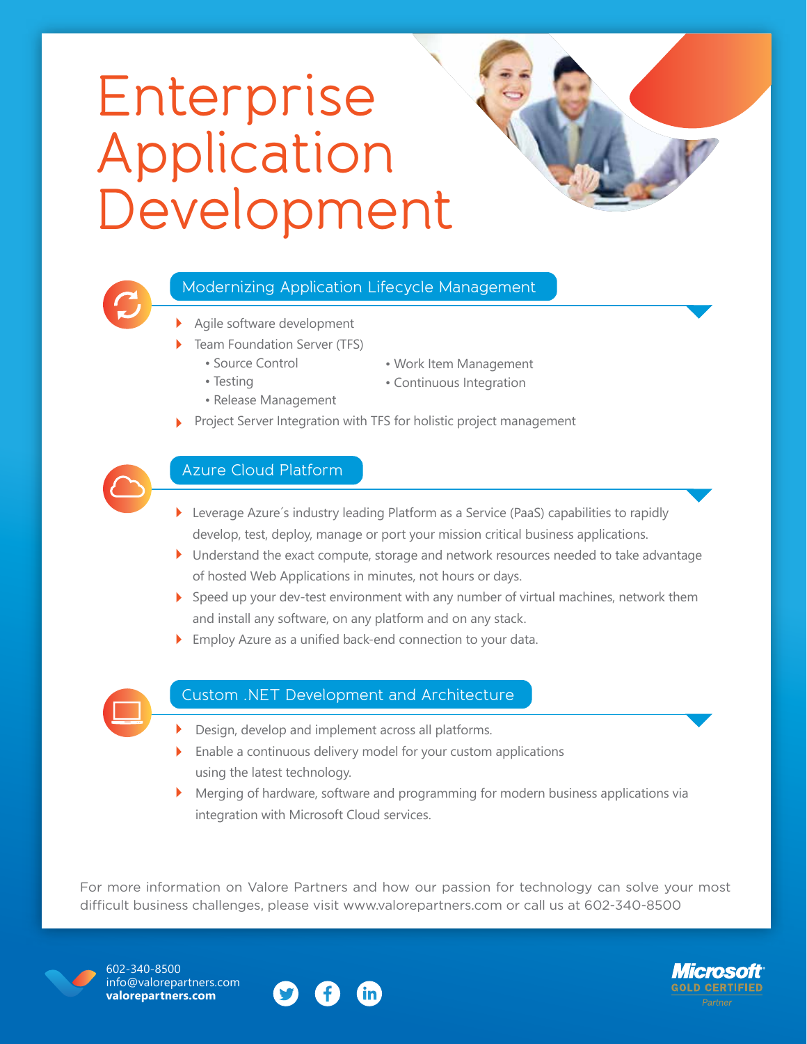# Enterprise Application Development

## Modernizing Application Lifecycle Management

- Agile software development
- Team Foundation Server (TFS)
  - Source Control
  - Testing
  - Release Management
  - Work Item Management
  - Continuous Integration
- Project Server Integration with TFS for holistic project management

## Azure Cloud Platform

- Leverage Azure´s industry leading Platform as a Service (PaaS) capabilities to rapidly develop, test, deploy, manage or port your mission critical business applications.
- Understand the exact compute, storage and network resources needed to take advantage of hosted Web Applications in minutes, not hours or days.
- Speed up your dev-test environment with any number of virtual machines, network them and install any software, on any platform and on any stack.
- Employ Azure as a unified back-end connection to your data.

## Custom .NET Development and Architecture

- Design, develop and implement across all platforms.
- Enable a continuous delivery model for your custom applications using the latest technology.
- Merging of hardware, software and programming for modern business applications via integration with Microsoft Cloud services.

For more information on Valore Partners and how our passion for technology can solve your most difficult business challenges, please visit www.valorepartners.com or call us at 602-340-8500

602-340-8500
info@valorepartners.com
**valorepartners.com**

Microsoft GOLD CERTIFIED Partner